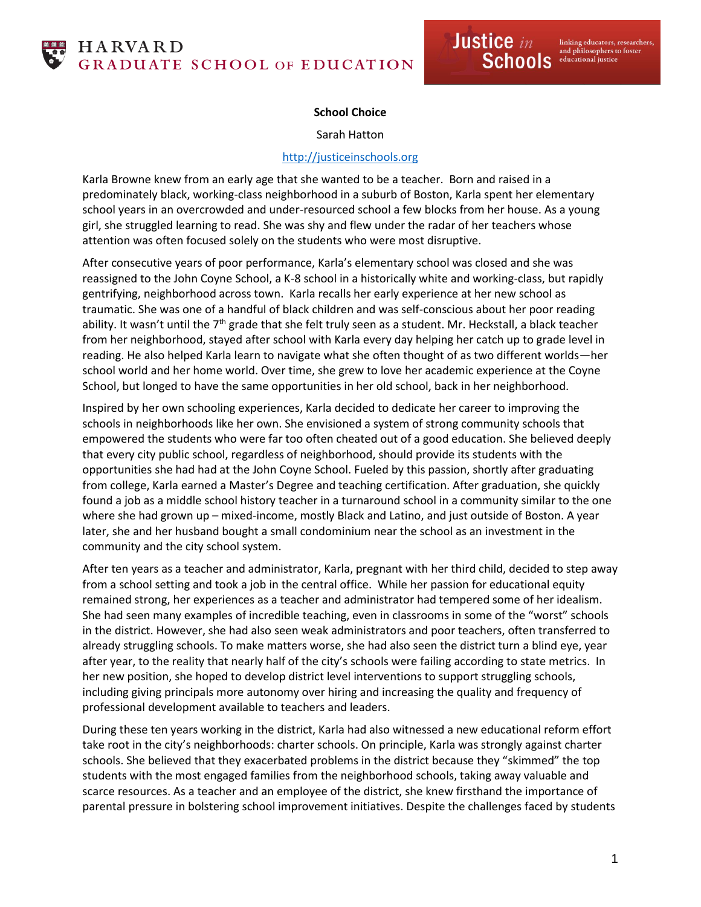**School Choice**

Sarah Hatton

http://justiceinschools.org

Karla Browne knew from an early age that she wanted to be a teacher. Born and raised in a predominately black, working-class neighborhood in a suburb of Boston, Karla spent her elementary school years in an overcrowded and under-resourced school a few blocks from her house. As a young girl, she struggled learning to read. She was shy and flew under the radar of her teachers whose attention was often focused solely on the students who were most disruptive.

After consecutive years of poor performance, Karla's elementary school was closed and she was reassigned to the John Coyne School, a K-8 school in a historically white and working-class, but rapidly gentrifying, neighborhood across town. Karla recalls her early experience at her new school as traumatic. She was one of a handful of black children and was self-conscious about her poor reading ability. It wasn't until the 7th grade that she felt truly seen as a student. Mr. Heckstall, a black teacher from her neighborhood, stayed after school with Karla every day helping her catch up to grade level in reading. He also helped Karla learn to navigate what she often thought of as two different worlds—her school world and her home world. Over time, she grew to love her academic experience at the Coyne School, but longed to have the same opportunities in her old school, back in her neighborhood.

Inspired by her own schooling experiences, Karla decided to dedicate her career to improving the schools in neighborhoods like her own. She envisioned a system of strong community schools that empowered the students who were far too often cheated out of a good education. She believed deeply that every city public school, regardless of neighborhood, should provide its students with the opportunities she had had at the John Coyne School. Fueled by this passion, shortly after graduating from college, Karla earned a Master's Degree and teaching certification. After graduation, she quickly found a job as a middle school history teacher in a turnaround school in a community similar to the one where she had grown up – mixed-income, mostly Black and Latino, and just outside of Boston. A year later, she and her husband bought a small condominium near the school as an investment in the community and the city school system.

After ten years as a teacher and administrator, Karla, pregnant with her third child, decided to step away from a school setting and took a job in the central office. While her passion for educational equity remained strong, her experiences as a teacher and administrator had tempered some of her idealism. She had seen many examples of incredible teaching, even in classrooms in some of the "worst" schools in the district. However, she had also seen weak administrators and poor teachers, often transferred to already struggling schools. To make matters worse, she had also seen the district turn a blind eye, year after year, to the reality that nearly half of the city's schools were failing according to state metrics. In her new position, she hoped to develop district level interventions to support struggling schools, including giving principals more autonomy over hiring and increasing the quality and frequency of professional development available to teachers and leaders.

During these ten years working in the district, Karla had also witnessed a new educational reform effort take root in the city's neighborhoods: charter schools. On principle, Karla was strongly against charter schools. She believed that they exacerbated problems in the district because they "skimmed" the top students with the most engaged families from the neighborhood schools, taking away valuable and scarce resources. As a teacher and an employee of the district, she knew firsthand the importance of parental pressure in bolstering school improvement initiatives. Despite the challenges faced by students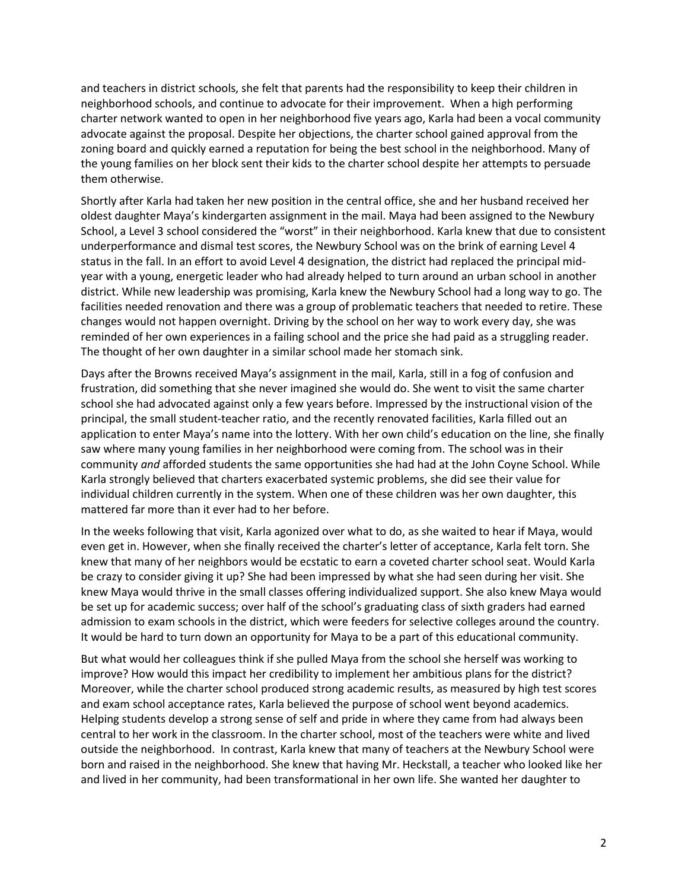and teachers in district schools, she felt that parents had the responsibility to keep their children in neighborhood schools, and continue to advocate for their improvement. When a high performing charter network wanted to open in her neighborhood five years ago, Karla had been a vocal community advocate against the proposal. Despite her objections, the charter school gained approval from the zoning board and quickly earned a reputation for being the best school in the neighborhood. Many of the young families on her block sent their kids to the charter school despite her attempts to persuade them otherwise.

Shortly after Karla had taken her new position in the central office, she and her husband received her oldest daughter Maya's kindergarten assignment in the mail. Maya had been assigned to the Newbury School, a Level 3 school considered the "worst" in their neighborhood. Karla knew that due to consistent underperformance and dismal test scores, the Newbury School was on the brink of earning Level 4 status in the fall. In an effort to avoid Level 4 designation, the district had replaced the principal mid-year with a young, energetic leader who had already helped to turn around an urban school in another district. While new leadership was promising, Karla knew the Newbury School had a long way to go. The facilities needed renovation and there was a group of problematic teachers that needed to retire. These changes would not happen overnight. Driving by the school on her way to work every day, she was reminded of her own experiences in a failing school and the price she had paid as a struggling reader. The thought of her own daughter in a similar school made her stomach sink.

Days after the Browns received Maya's assignment in the mail, Karla, still in a fog of confusion and frustration, did something that she never imagined she would do. She went to visit the same charter school she had advocated against only a few years before. Impressed by the instructional vision of the principal, the small student-teacher ratio, and the recently renovated facilities, Karla filled out an application to enter Maya's name into the lottery. With her own child's education on the line, she finally saw where many young families in her neighborhood were coming from. The school was in their community *and* afforded students the same opportunities she had had at the John Coyne School. While Karla strongly believed that charters exacerbated systemic problems, she did see their value for individual children currently in the system. When one of these children was her own daughter, this mattered far more than it ever had to her before.

In the weeks following that visit, Karla agonized over what to do, as she waited to hear if Maya, would even get in. However, when she finally received the charter's letter of acceptance, Karla felt torn. She knew that many of her neighbors would be ecstatic to earn a coveted charter school seat. Would Karla be crazy to consider giving it up? She had been impressed by what she had seen during her visit. She knew Maya would thrive in the small classes offering individualized support. She also knew Maya would be set up for academic success; over half of the school's graduating class of sixth graders had earned admission to exam schools in the district, which were feeders for selective colleges around the country. It would be hard to turn down an opportunity for Maya to be a part of this educational community.

But what would her colleagues think if she pulled Maya from the school she herself was working to improve? How would this impact her credibility to implement her ambitious plans for the district? Moreover, while the charter school produced strong academic results, as measured by high test scores and exam school acceptance rates, Karla believed the purpose of school went beyond academics. Helping students develop a strong sense of self and pride in where they came from had always been central to her work in the classroom. In the charter school, most of the teachers were white and lived outside the neighborhood. In contrast, Karla knew that many of teachers at the Newbury School were born and raised in the neighborhood. She knew that having Mr. Heckstall, a teacher who looked like her and lived in her community, had been transformational in her own life. She wanted her daughter to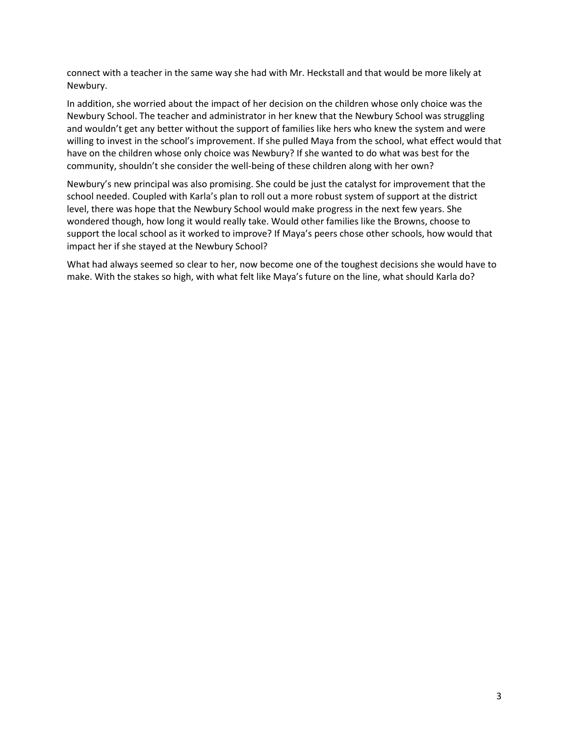connect with a teacher in the same way she had with Mr. Heckstall and that would be more likely at Newbury.

In addition, she worried about the impact of her decision on the children whose only choice was the Newbury School. The teacher and administrator in her knew that the Newbury School was struggling and wouldn't get any better without the support of families like hers who knew the system and were willing to invest in the school's improvement. If she pulled Maya from the school, what effect would that have on the children whose only choice was Newbury? If she wanted to do what was best for the community, shouldn't she consider the well-being of these children along with her own?

Newbury's new principal was also promising. She could be just the catalyst for improvement that the school needed. Coupled with Karla's plan to roll out a more robust system of support at the district level, there was hope that the Newbury School would make progress in the next few years. She wondered though, how long it would really take. Would other families like the Browns, choose to support the local school as it worked to improve? If Maya's peers chose other schools, how would that impact her if she stayed at the Newbury School?

What had always seemed so clear to her, now become one of the toughest decisions she would have to make. With the stakes so high, with what felt like Maya's future on the line, what should Karla do?